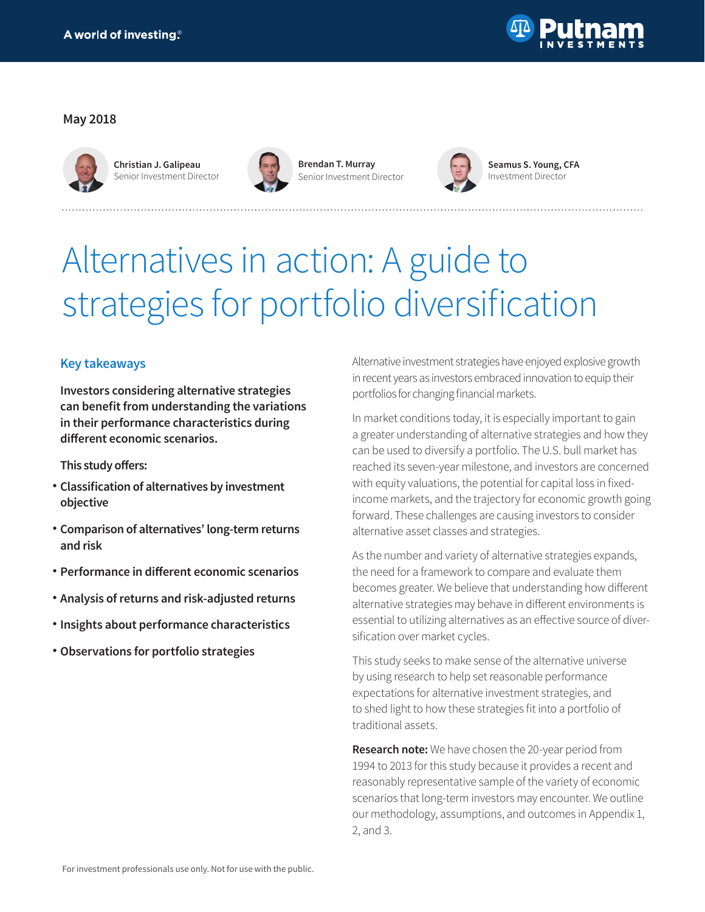May 2018

**Christian J. Galipeau**
Senior Investment Director

**Brendan T. Murray**
Senior Investment Director

**Seamus S. Young, CFA**
Investment Director

# Alternatives in action: A guide to strategies for portfolio diversification

## Key takeaways

**Investors considering alternative strategies can benefit from understanding the variations in their performance characteristics during different economic scenarios.**

**This study offers:**

- **Classification of alternatives by investment objective**
- **Comparison of alternatives' long-term returns and risk**
- **Performance in different economic scenarios**
- **Analysis of returns and risk-adjusted returns**
- **Insights about performance characteristics**
- **Observations for portfolio strategies**

Alternative investment strategies have enjoyed explosive growth in recent years as investors embraced innovation to equip their portfolios for changing financial markets.

In market conditions today, it is especially important to gain a greater understanding of alternative strategies and how they can be used to diversify a portfolio. The U.S. bull market has reached its seven-year milestone, and investors are concerned with equity valuations, the potential for capital loss in fixed-income markets, and the trajectory for economic growth going forward. These challenges are causing investors to consider alternative asset classes and strategies.

As the number and variety of alternative strategies expands, the need for a framework to compare and evaluate them becomes greater. We believe that understanding how different alternative strategies may behave in different environments is essential to utilizing alternatives as an effective source of diversification over market cycles.

This study seeks to make sense of the alternative universe by using research to help set reasonable performance expectations for alternative investment strategies, and to shed light to how these strategies fit into a portfolio of traditional assets.

**Research note:** We have chosen the 20-year period from 1994 to 2013 for this study because it provides a recent and reasonably representative sample of the variety of economic scenarios that long-term investors may encounter. We outline our methodology, assumptions, and outcomes in Appendix 1, 2, and 3.

For investment professionals use only. Not for use with the public.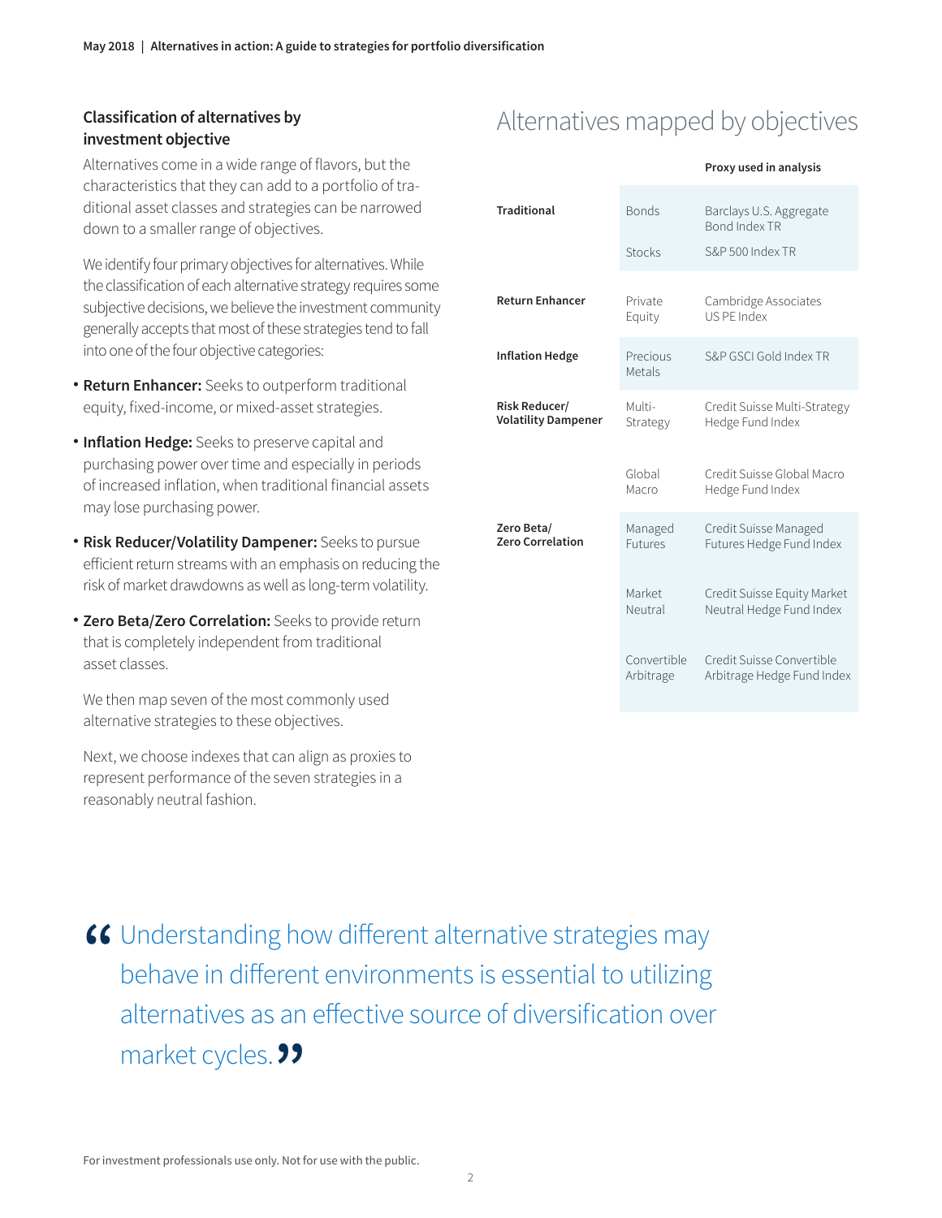### Classification of alternatives by investment objective

Alternatives come in a wide range of flavors, but the characteristics that they can add to a portfolio of traditional asset classes and strategies can be narrowed down to a smaller range of objectives.

We identify four primary objectives for alternatives. While the classification of each alternative strategy requires some subjective decisions, we believe the investment community generally accepts that most of these strategies tend to fall into one of the four objective categories:

- **Return Enhancer:** Seeks to outperform traditional equity, fixed-income, or mixed-asset strategies.
- **Inflation Hedge:** Seeks to preserve capital and purchasing power over time and especially in periods of increased inflation, when traditional financial assets may lose purchasing power.
- **Risk Reducer/Volatility Dampener:** Seeks to pursue efficient return streams with an emphasis on reducing the risk of market drawdowns as well as long-term volatility.
- **Zero Beta/Zero Correlation:** Seeks to provide return that is completely independent from traditional asset classes.

We then map seven of the most commonly used alternative strategies to these objectives.

Next, we choose indexes that can align as proxies to represent performance of the seven strategies in a reasonably neutral fashion.

## Alternatives mapped by objectives

| | | Proxy used in analysis |
|---|---|---|
| **Traditional** | Bonds | Barclays U.S. Aggregate Bond Index TR |
| | Stocks | S&P 500 Index TR |
| **Return Enhancer** | Private Equity | Cambridge Associates US PE Index |
| **Inflation Hedge** | Precious Metals | S&P GSCI Gold Index TR |
| **Risk Reducer/ Volatility Dampener** | Multi-Strategy | Credit Suisse Multi-Strategy Hedge Fund Index |
| | Global Macro | Credit Suisse Global Macro Hedge Fund Index |
| **Zero Beta/ Zero Correlation** | Managed Futures | Credit Suisse Managed Futures Hedge Fund Index |
| | Market Neutral | Credit Suisse Equity Market Neutral Hedge Fund Index |
| | Convertible Arbitrage | Credit Suisse Convertible Arbitrage Hedge Fund Index |

> "Understanding how different alternative strategies may behave in different environments is essential to utilizing alternatives as an effective source of diversification over market cycles."

For investment professionals use only. Not for use with the public.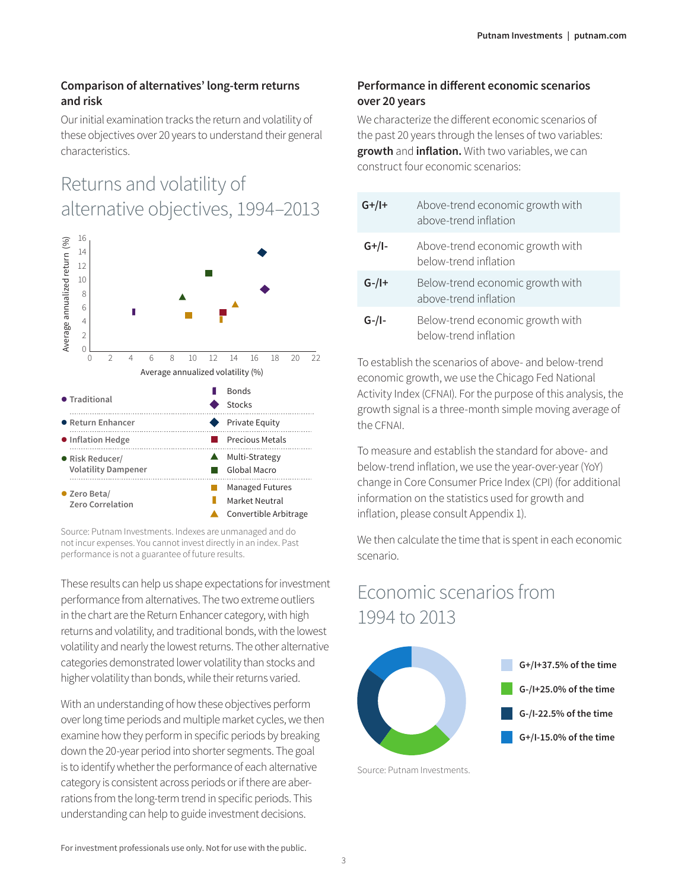### Comparison of alternatives' long-term returns and risk

Our initial examination tracks the return and volatility of these objectives over 20 years to understand their general characteristics.

## Returns and volatility of alternative objectives, 1994–2013

| Objective | Strategy |
|---|---|
| Traditional | Bonds |
| | Stocks |
| Return Enhancer | Private Equity |
| Inflation Hedge | Precious Metals |
| Risk Reducer/ Volatility Dampener | Multi-Strategy |
| | Global Macro |
| Zero Beta/ Zero Correlation | Managed Futures |
| | Market Neutral |
| | Convertible Arbitrage |

Source: Putnam Investments. Indexes are unmanaged and do not incur expenses. You cannot invest directly in an index. Past performance is not a guarantee of future results.

These results can help us shape expectations for investment performance from alternatives. The two extreme outliers in the chart are the Return Enhancer category, with high returns and volatility, and traditional bonds, with the lowest volatility and nearly the lowest returns. The other alternative categories demonstrated lower volatility than stocks and higher volatility than bonds, while their returns varied.

With an understanding of how these objectives perform over long time periods and multiple market cycles, we then examine how they perform in specific periods by breaking down the 20-year period into shorter segments. The goal is to identify whether the performance of each alternative category is consistent across periods or if there are aberrations from the long-term trend in specific periods. This understanding can help to guide investment decisions.

### Performance in different economic scenarios over 20 years

We characterize the different economic scenarios of the past 20 years through the lenses of two variables: **growth** and **inflation.** With two variables, we can construct four economic scenarios:

| | |
|---|---|
| G+/I+ | Above-trend economic growth with above-trend inflation |
| G+/I- | Above-trend economic growth with below-trend inflation |
| G-/I+ | Below-trend economic growth with above-trend inflation |
| G-/I- | Below-trend economic growth with below-trend inflation |

To establish the scenarios of above- and below-trend economic growth, we use the Chicago Fed National Activity Index (CFNAI). For the purpose of this analysis, the growth signal is a three-month simple moving average of the CFNAI.

To measure and establish the standard for above- and below-trend inflation, we use the year-over-year (YoY) change in Core Consumer Price Index (CPI) (for additional information on the statistics used for growth and inflation, please consult Appendix 1).

We then calculate the time that is spent in each economic scenario.

## Economic scenarios from 1994 to 2013

- **G+/I+ 37.5% of the time**
- **G-/I+ 25.0% of the time**
- **G-/I- 22.5% of the time**
- **G+/I- 15.0% of the time**

Source: Putnam Investments.

For investment professionals use only. Not for use with the public.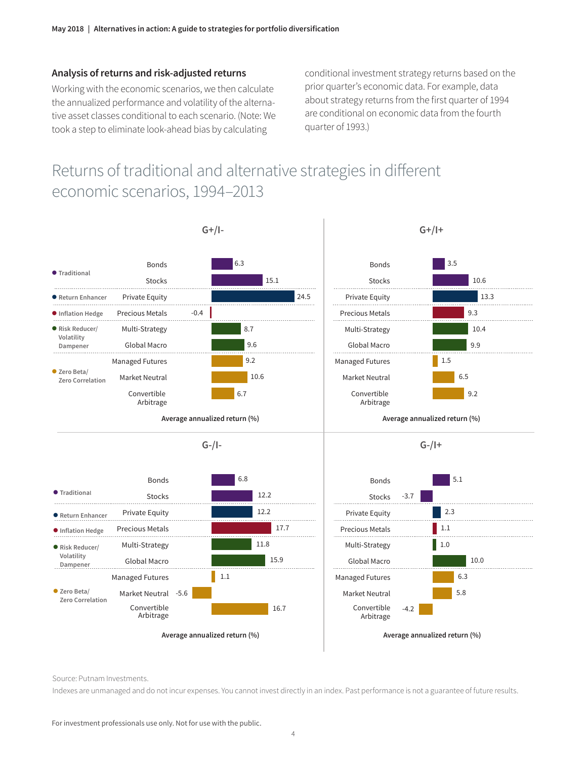### Analysis of returns and risk-adjusted returns

Working with the economic scenarios, we then calculate the annualized performance and volatility of the alternative asset classes conditional to each scenario. (Note: We took a step to eliminate look-ahead bias by calculating conditional investment strategy returns based on the prior quarter's economic data. For example, data about strategy returns from the first quarter of 1994 are conditional on economic data from the fourth quarter of 1993.)

## Returns of traditional and alternative strategies in different economic scenarios, 1994–2013

Average annualized return (%)

| Category | Strategy | G+/I- | G+/I+ | G-/I- | G-/I+ |
|---|---|---|---|---|---|
| Traditional | Bonds | 6.3 | 3.5 | 6.8 | 5.1 |
| Traditional | Stocks | 15.1 | 10.6 | 12.2 | -3.7 |
| Return Enhancer | Private Equity | 24.5 | 13.3 | 12.2 | 2.3 |
| Inflation Hedge | Precious Metals | -0.4 | 9.3 | 17.7 | 1.1 |
| Risk Reducer/ Volatility Dampener | Multi-Strategy | 8.7 | 10.4 | 11.8 | 1.0 |
| Risk Reducer/ Volatility Dampener | Global Macro | 9.6 | 9.9 | 15.9 | 10.0 |
| Zero Beta/ Zero Correlation | Managed Futures | 9.2 | 1.5 | 1.1 | 6.3 |
| Zero Beta/ Zero Correlation | Market Neutral | 10.6 | 6.5 | -5.6 | 5.8 |
| Zero Beta/ Zero Correlation | Convertible Arbitrage | 6.7 | 9.2 | 16.7 | -4.2 |

Source: Putnam Investments.

Indexes are unmanaged and do not incur expenses. You cannot invest directly in an index. Past performance is not a guarantee of future results.

For investment professionals use only. Not for use with the public.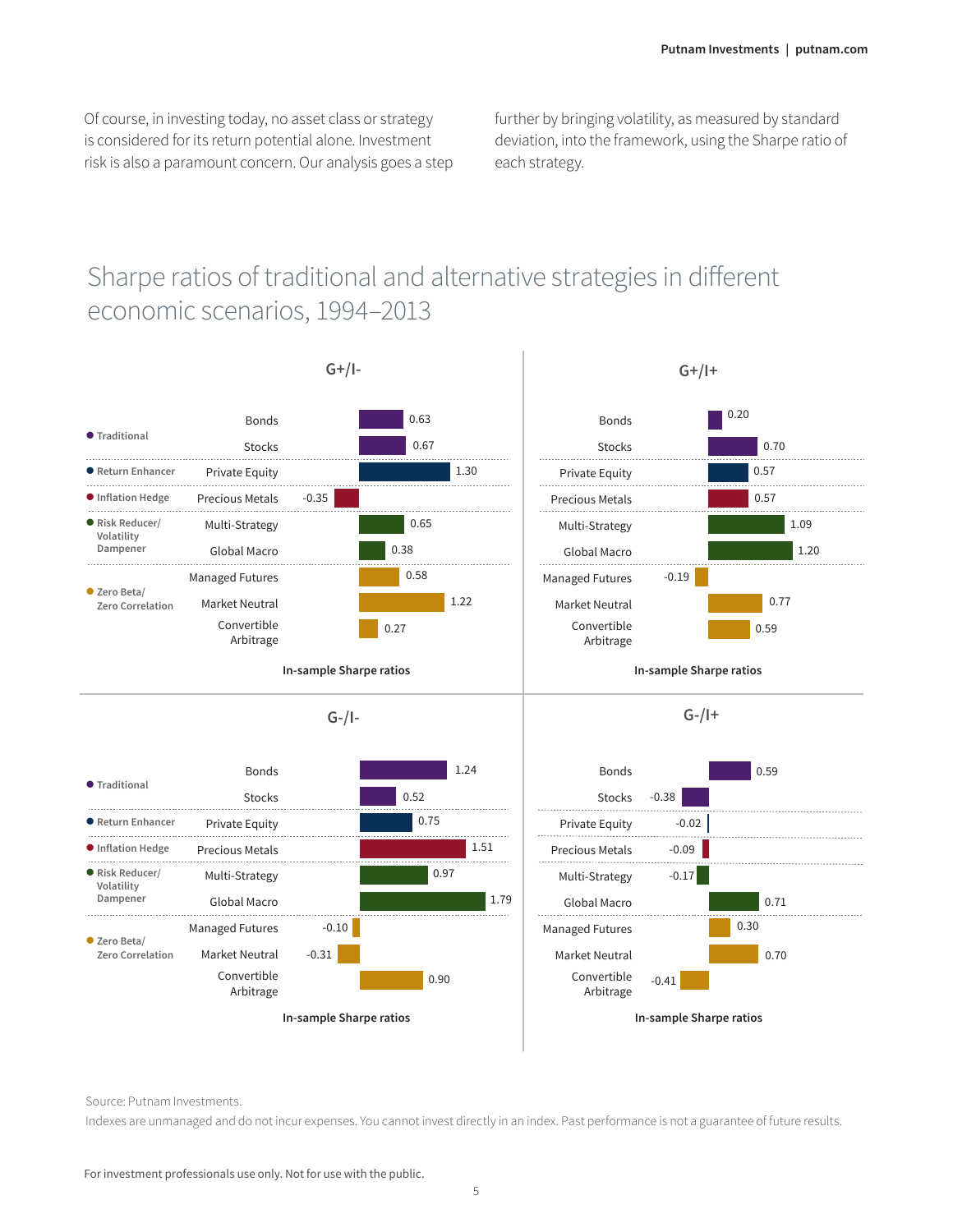Of course, in investing today, no asset class or strategy is considered for its return potential alone. Investment risk is also a paramount concern. Our analysis goes a step further by bringing volatility, as measured by standard deviation, into the framework, using the Sharpe ratio of each strategy.

## Sharpe ratios of traditional and alternative strategies in different economic scenarios, 1994–2013

In-sample Sharpe ratios

| Category | Strategy | G+/I- | G+/I+ | G-/I- | G-/I+ |
|---|---|---|---|---|---|
| Traditional | Bonds | 0.63 | 0.20 | 1.24 | 0.59 |
| | Stocks | 0.67 | 0.70 | 0.52 | -0.38 |
| Return Enhancer | Private Equity | 1.30 | 0.57 | 0.75 | -0.02 |
| Inflation Hedge | Precious Metals | -0.35 | 0.57 | 1.51 | -0.09 |
| Risk Reducer/ Volatility Dampener | Multi-Strategy | 0.65 | 1.09 | 0.97 | -0.17 |
| | Global Macro | 0.38 | 1.20 | 1.79 | 0.71 |
| Zero Beta/ Zero Correlation | Managed Futures | 0.58 | -0.19 | -0.10 | 0.30 |
| | Market Neutral | 1.22 | 0.77 | -0.31 | 0.70 |
| | Convertible Arbitrage | 0.27 | 0.59 | 0.90 | -0.41 |

Source: Putnam Investments.

Indexes are unmanaged and do not incur expenses. You cannot invest directly in an index. Past performance is not a guarantee of future results.

For investment professionals use only. Not for use with the public.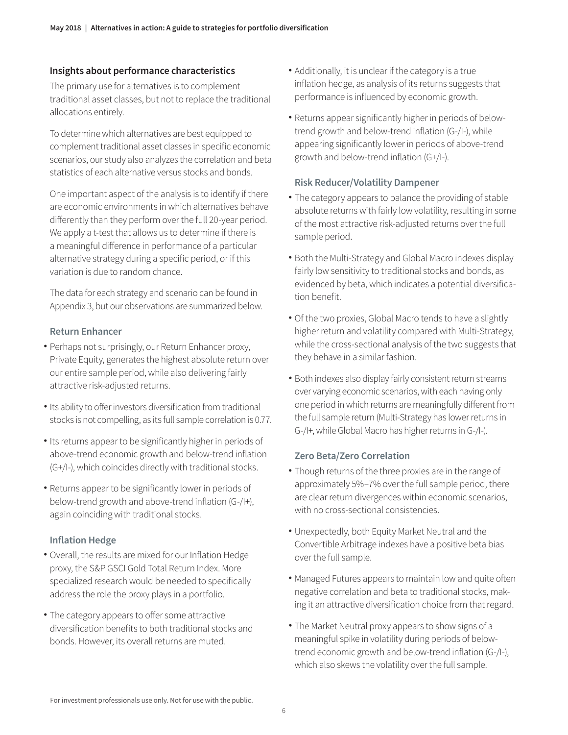## Insights about performance characteristics

The primary use for alternatives is to complement traditional asset classes, but not to replace the traditional allocations entirely.

To determine which alternatives are best equipped to complement traditional asset classes in specific economic scenarios, our study also analyzes the correlation and beta statistics of each alternative versus stocks and bonds.

One important aspect of the analysis is to identify if there are economic environments in which alternatives behave differently than they perform over the full 20-year period. We apply a t-test that allows us to determine if there is a meaningful difference in performance of a particular alternative strategy during a specific period, or if this variation is due to random chance.

The data for each strategy and scenario can be found in Appendix 3, but our observations are summarized below.

### Return Enhancer

- Perhaps not surprisingly, our Return Enhancer proxy, Private Equity, generates the highest absolute return over our entire sample period, while also delivering fairly attractive risk-adjusted returns.
- Its ability to offer investors diversification from traditional stocks is not compelling, as its full sample correlation is 0.77.
- Its returns appear to be significantly higher in periods of above-trend economic growth and below-trend inflation (G+/I-), which coincides directly with traditional stocks.
- Returns appear to be significantly lower in periods of below-trend growth and above-trend inflation (G-/I+), again coinciding with traditional stocks.

### Inflation Hedge

- Overall, the results are mixed for our Inflation Hedge proxy, the S&P GSCI Gold Total Return Index. More specialized research would be needed to specifically address the role the proxy plays in a portfolio.
- The category appears to offer some attractive diversification benefits to both traditional stocks and bonds. However, its overall returns are muted.
- Additionally, it is unclear if the category is a true inflation hedge, as analysis of its returns suggests that performance is influenced by economic growth.
- Returns appear significantly higher in periods of below-trend growth and below-trend inflation (G-/I-), while appearing significantly lower in periods of above-trend growth and below-trend inflation (G+/I-).

### Risk Reducer/Volatility Dampener

- The category appears to balance the providing of stable absolute returns with fairly low volatility, resulting in some of the most attractive risk-adjusted returns over the full sample period.
- Both the Multi-Strategy and Global Macro indexes display fairly low sensitivity to traditional stocks and bonds, as evidenced by beta, which indicates a potential diversification benefit.
- Of the two proxies, Global Macro tends to have a slightly higher return and volatility compared with Multi-Strategy, while the cross-sectional analysis of the two suggests that they behave in a similar fashion.
- Both indexes also display fairly consistent return streams over varying economic scenarios, with each having only one period in which returns are meaningfully different from the full sample return (Multi-Strategy has lower returns in G-/I+, while Global Macro has higher returns in G-/I-).

### Zero Beta/Zero Correlation

- Though returns of the three proxies are in the range of approximately 5%–7% over the full sample period, there are clear return divergences within economic scenarios, with no cross-sectional consistencies.
- Unexpectedly, both Equity Market Neutral and the Convertible Arbitrage indexes have a positive beta bias over the full sample.
- Managed Futures appears to maintain low and quite often negative correlation and beta to traditional stocks, making it an attractive diversification choice from that regard.
- The Market Neutral proxy appears to show signs of a meaningful spike in volatility during periods of below-trend economic growth and below-trend inflation (G-/I-), which also skews the volatility over the full sample.

For investment professionals use only. Not for use with the public.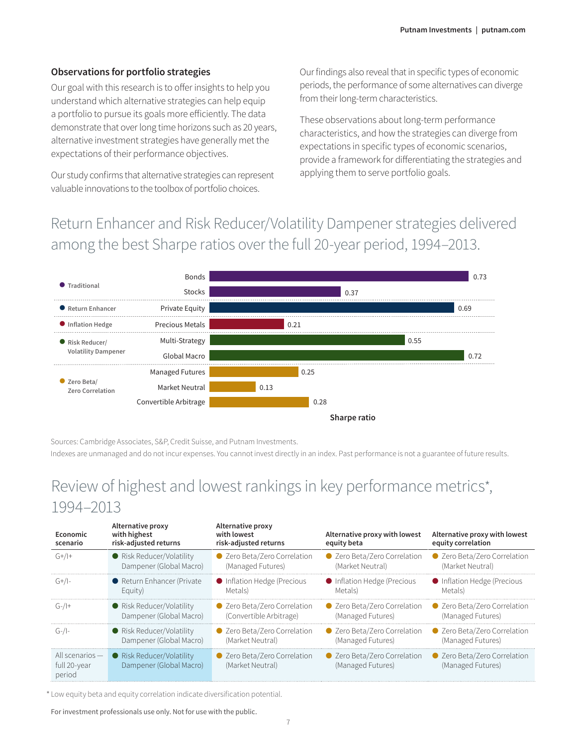## Observations for portfolio strategies

Our goal with this research is to offer insights to help you understand which alternative strategies can help equip a portfolio to pursue its goals more efficiently. The data demonstrate that over long time horizons such as 20 years, alternative investment strategies have generally met the expectations of their performance objectives.

Our study confirms that alternative strategies can represent valuable innovations to the toolbox of portfolio choices.

Our findings also reveal that in specific types of economic periods, the performance of some alternatives can diverge from their long-term characteristics.

These observations about long-term performance characteristics, and how the strategies can diverge from expectations in specific types of economic scenarios, provide a framework for differentiating the strategies and applying them to serve portfolio goals.

# Return Enhancer and Risk Reducer/Volatility Dampener strategies delivered among the best Sharpe ratios over the full 20-year period, 1994–2013.

| Category | Strategy | Sharpe ratio |
|---|---|---|
| Traditional | Bonds | 0.73 |
| Traditional | Stocks | 0.37 |
| Return Enhancer | Private Equity | 0.69 |
| Inflation Hedge | Precious Metals | 0.21 |
| Risk Reducer/Volatility Dampener | Multi-Strategy | 0.55 |
| Risk Reducer/Volatility Dampener | Global Macro | 0.72 |
| Zero Beta/Zero Correlation | Managed Futures | 0.25 |
| Zero Beta/Zero Correlation | Market Neutral | 0.13 |
| Zero Beta/Zero Correlation | Convertible Arbitrage | 0.28 |

Sources: Cambridge Associates, S&P, Credit Suisse, and Putnam Investments.

Indexes are unmanaged and do not incur expenses. You cannot invest directly in an index. Past performance is not a guarantee of future results.

# Review of highest and lowest rankings in key performance metrics*, 1994–2013

| Economic scenario | Alternative proxy with highest risk-adjusted returns | Alternative proxy with lowest risk-adjusted returns | Alternative proxy with lowest equity beta | Alternative proxy with lowest equity correlation |
|---|---|---|---|---|
| G+/I+ | Risk Reducer/Volatility Dampener (Global Macro) | Zero Beta/Zero Correlation (Managed Futures) | Zero Beta/Zero Correlation (Market Neutral) | Zero Beta/Zero Correlation (Market Neutral) |
| G+/I- | Return Enhancer (Private Equity) | Inflation Hedge (Precious Metals) | Inflation Hedge (Precious Metals) | Inflation Hedge (Precious Metals) |
| G-/I+ | Risk Reducer/Volatility Dampener (Global Macro) | Zero Beta/Zero Correlation (Convertible Arbitrage) | Zero Beta/Zero Correlation (Managed Futures) | Zero Beta/Zero Correlation (Managed Futures) |
| G-/I- | Risk Reducer/Volatility Dampener (Global Macro) | Zero Beta/Zero Correlation (Market Neutral) | Zero Beta/Zero Correlation (Managed Futures) | Zero Beta/Zero Correlation (Managed Futures) |
| All scenarios — full 20-year period | Risk Reducer/Volatility Dampener (Global Macro) | Zero Beta/Zero Correlation (Market Neutral) | Zero Beta/Zero Correlation (Managed Futures) | Zero Beta/Zero Correlation (Managed Futures) |

* Low equity beta and equity correlation indicate diversification potential.

For investment professionals use only. Not for use with the public.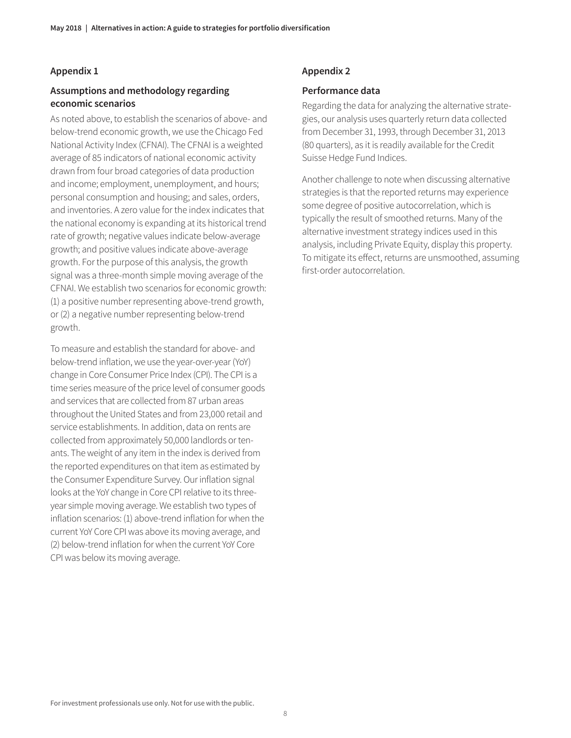## Appendix 1

### Assumptions and methodology regarding economic scenarios

As noted above, to establish the scenarios of above- and below-trend economic growth, we use the Chicago Fed National Activity Index (CFNAI). The CFNAI is a weighted average of 85 indicators of national economic activity drawn from four broad categories of data production and income; employment, unemployment, and hours; personal consumption and housing; and sales, orders, and inventories. A zero value for the index indicates that the national economy is expanding at its historical trend rate of growth; negative values indicate below-average growth; and positive values indicate above-average growth. For the purpose of this analysis, the growth signal was a three-month simple moving average of the CFNAI. We establish two scenarios for economic growth: (1) a positive number representing above-trend growth, or (2) a negative number representing below-trend growth.

To measure and establish the standard for above- and below-trend inflation, we use the year-over-year (YoY) change in Core Consumer Price Index (CPI). The CPI is a time series measure of the price level of consumer goods and services that are collected from 87 urban areas throughout the United States and from 23,000 retail and service establishments. In addition, data on rents are collected from approximately 50,000 landlords or tenants. The weight of any item in the index is derived from the reported expenditures on that item as estimated by the Consumer Expenditure Survey. Our inflation signal looks at the YoY change in Core CPI relative to its three-year simple moving average. We establish two types of inflation scenarios: (1) above-trend inflation for when the current YoY Core CPI was above its moving average, and (2) below-trend inflation for when the current YoY Core CPI was below its moving average.

## Appendix 2

### Performance data

Regarding the data for analyzing the alternative strategies, our analysis uses quarterly return data collected from December 31, 1993, through December 31, 2013 (80 quarters), as it is readily available for the Credit Suisse Hedge Fund Indices.

Another challenge to note when discussing alternative strategies is that the reported returns may experience some degree of positive autocorrelation, which is typically the result of smoothed returns. Many of the alternative investment strategy indices used in this analysis, including Private Equity, display this property. To mitigate its effect, returns are unsmoothed, assuming first-order autocorrelation.

For investment professionals use only. Not for use with the public.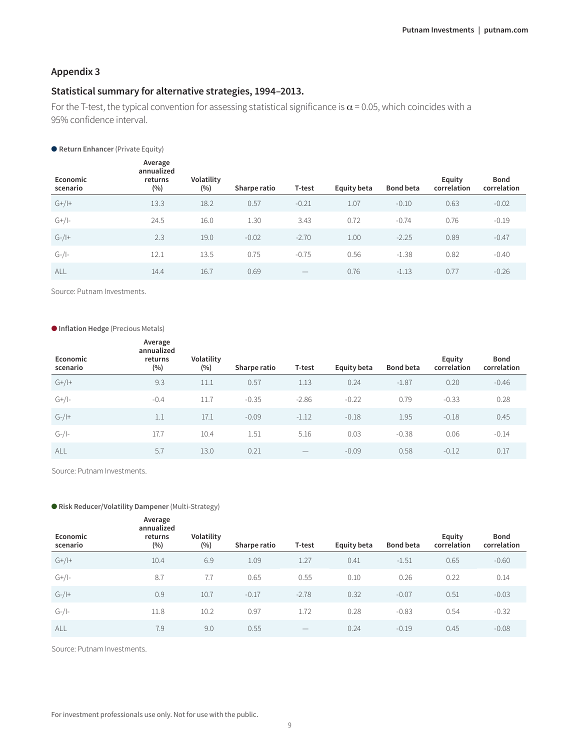## Appendix 3

## Statistical summary for alternative strategies, 1994–2013.

For the T-test, the typical convention for assessing statistical significance is $\alpha = 0.05$, which coincides with a 95% confidence interval.

● **Return Enhancer** (Private Equity)

| Economic scenario | Average annualized returns (%) | Volatility (%) | Sharpe ratio | T-test | Equity beta | Bond beta | Equity correlation | Bond correlation |
|---|---|---|---|---|---|---|---|---|
| G+/I+ | 13.3 | 18.2 | 0.57 | -0.21 | 1.07 | -0.10 | 0.63 | -0.02 |
| G+/I- | 24.5 | 16.0 | 1.30 | 3.43 | 0.72 | -0.74 | 0.76 | -0.19 |
| G-/I+ | 2.3 | 19.0 | -0.02 | -2.70 | 1.00 | -2.25 | 0.89 | -0.47 |
| G-/I- | 12.1 | 13.5 | 0.75 | -0.75 | 0.56 | -1.38 | 0.82 | -0.40 |
| ALL | 14.4 | 16.7 | 0.69 | — | 0.76 | -1.13 | 0.77 | -0.26 |

Source: Putnam Investments.

● **Inflation Hedge** (Precious Metals)

| Economic scenario | Average annualized returns (%) | Volatility (%) | Sharpe ratio | T-test | Equity beta | Bond beta | Equity correlation | Bond correlation |
|---|---|---|---|---|---|---|---|---|
| G+/I+ | 9.3 | 11.1 | 0.57 | 1.13 | 0.24 | -1.87 | 0.20 | -0.46 |
| G+/I- | -0.4 | 11.7 | -0.35 | -2.86 | -0.22 | 0.79 | -0.33 | 0.28 |
| G-/I+ | 1.1 | 17.1 | -0.09 | -1.12 | -0.18 | 1.95 | -0.18 | 0.45 |
| G-/I- | 17.7 | 10.4 | 1.51 | 5.16 | 0.03 | -0.38 | 0.06 | -0.14 |
| ALL | 5.7 | 13.0 | 0.21 | — | -0.09 | 0.58 | -0.12 | 0.17 |

Source: Putnam Investments.

● **Risk Reducer/Volatility Dampener** (Multi-Strategy)

| Economic scenario | Average annualized returns (%) | Volatility (%) | Sharpe ratio | T-test | Equity beta | Bond beta | Equity correlation | Bond correlation |
|---|---|---|---|---|---|---|---|---|
| G+/I+ | 10.4 | 6.9 | 1.09 | 1.27 | 0.41 | -1.51 | 0.65 | -0.60 |
| G+/I- | 8.7 | 7.7 | 0.65 | 0.55 | 0.10 | 0.26 | 0.22 | 0.14 |
| G-/I+ | 0.9 | 10.7 | -0.17 | -2.78 | 0.32 | -0.07 | 0.51 | -0.03 |
| G-/I- | 11.8 | 10.2 | 0.97 | 1.72 | 0.28 | -0.83 | 0.54 | -0.32 |
| ALL | 7.9 | 9.0 | 0.55 | — | 0.24 | -0.19 | 0.45 | -0.08 |

Source: Putnam Investments.

For investment professionals use only. Not for use with the public.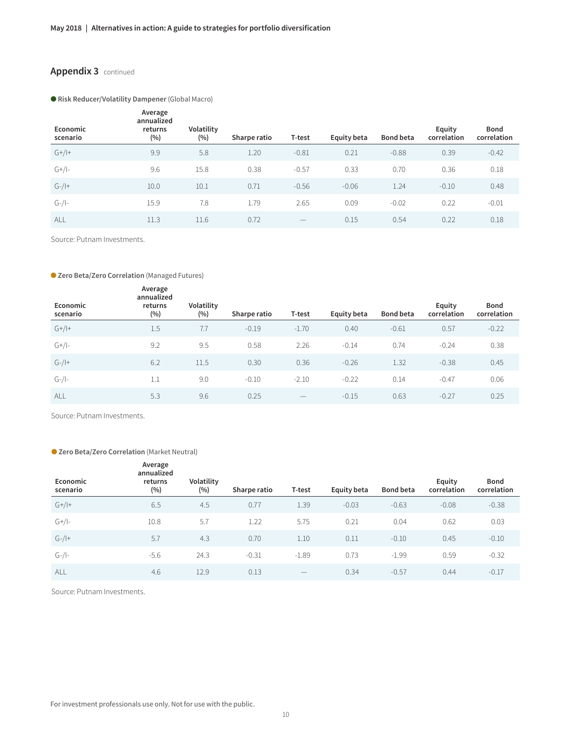## Appendix 3 continued

**Risk Reducer/Volatility Dampener** (Global Macro)

| Economic scenario | Average annualized returns (%) | Volatility (%) | Sharpe ratio | T-test | Equity beta | Bond beta | Equity correlation | Bond correlation |
|---|---|---|---|---|---|---|---|---|
| G+/I+ | 9.9 | 5.8 | 1.20 | -0.81 | 0.21 | -0.88 | 0.39 | -0.42 |
| G+/I- | 9.6 | 15.8 | 0.38 | -0.57 | 0.33 | 0.70 | 0.36 | 0.18 |
| G-/I+ | 10.0 | 10.1 | 0.71 | -0.56 | -0.06 | 1.24 | -0.10 | 0.48 |
| G-/I- | 15.9 | 7.8 | 1.79 | 2.65 | 0.09 | -0.02 | 0.22 | -0.01 |
| ALL | 11.3 | 11.6 | 0.72 | — | 0.15 | 0.54 | 0.22 | 0.18 |

Source: Putnam Investments.

**Zero Beta/Zero Correlation** (Managed Futures)

| Economic scenario | Average annualized returns (%) | Volatility (%) | Sharpe ratio | T-test | Equity beta | Bond beta | Equity correlation | Bond correlation |
|---|---|---|---|---|---|---|---|---|
| G+/I+ | 1.5 | 7.7 | -0.19 | -1.70 | 0.40 | -0.61 | 0.57 | -0.22 |
| G+/I- | 9.2 | 9.5 | 0.58 | 2.26 | -0.14 | 0.74 | -0.24 | 0.38 |
| G-/I+ | 6.2 | 11.5 | 0.30 | 0.36 | -0.26 | 1.32 | -0.38 | 0.45 |
| G-/I- | 1.1 | 9.0 | -0.10 | -2.10 | -0.22 | 0.14 | -0.47 | 0.06 |
| ALL | 5.3 | 9.6 | 0.25 | — | -0.15 | 0.63 | -0.27 | 0.25 |

Source: Putnam Investments.

**Zero Beta/Zero Correlation** (Market Neutral)

| Economic scenario | Average annualized returns (%) | Volatility (%) | Sharpe ratio | T-test | Equity beta | Bond beta | Equity correlation | Bond correlation |
|---|---|---|---|---|---|---|---|---|
| G+/I+ | 6.5 | 4.5 | 0.77 | 1.39 | -0.03 | -0.63 | -0.08 | -0.38 |
| G+/I- | 10.8 | 5.7 | 1.22 | 5.75 | 0.21 | 0.04 | 0.62 | 0.03 |
| G-/I+ | 5.7 | 4.3 | 0.70 | 1.10 | 0.11 | -0.10 | 0.45 | -0.10 |
| G-/I- | -5.6 | 24.3 | -0.31 | -1.89 | 0.73 | -1.99 | 0.59 | -0.32 |
| ALL | 4.6 | 12.9 | 0.13 | — | 0.34 | -0.57 | 0.44 | -0.17 |

Source: Putnam Investments.

For investment professionals use only. Not for use with the public.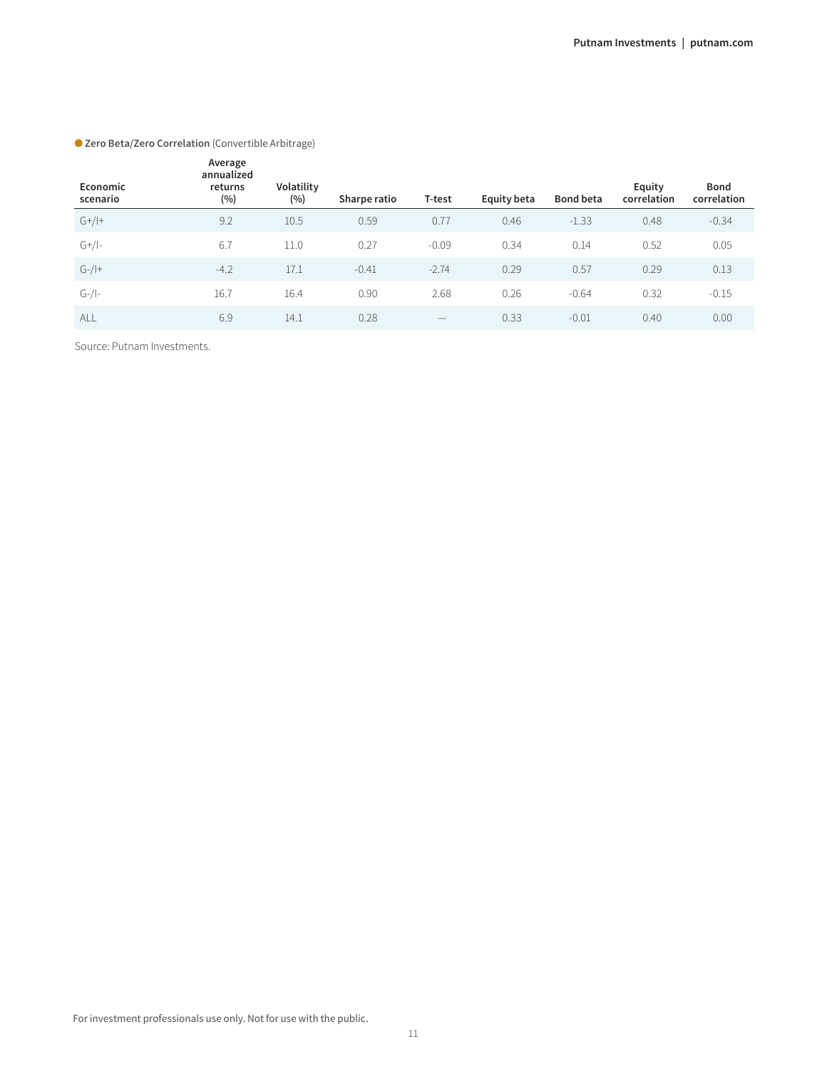**Zero Beta/Zero Correlation** (Convertible Arbitrage)

| Economic scenario | Average annualized returns (%) | Volatility (%) | Sharpe ratio | T-test | Equity beta | Bond beta | Equity correlation | Bond correlation |
|---|---|---|---|---|---|---|---|---|
| G+/I+ | 9.2 | 10.5 | 0.59 | 0.77 | 0.46 | -1.33 | 0.48 | -0.34 |
| G+/I- | 6.7 | 11.0 | 0.27 | -0.09 | 0.34 | 0.14 | 0.52 | 0.05 |
| G-/I+ | -4.2 | 17.1 | -0.41 | -2.74 | 0.29 | 0.57 | 0.29 | 0.13 |
| G-/I- | 16.7 | 16.4 | 0.90 | 2.68 | 0.26 | -0.64 | 0.32 | -0.15 |
| ALL | 6.9 | 14.1 | 0.28 | — | 0.33 | -0.01 | 0.40 | 0.00 |

Source: Putnam Investments.

For investment professionals use only. Not for use with the public.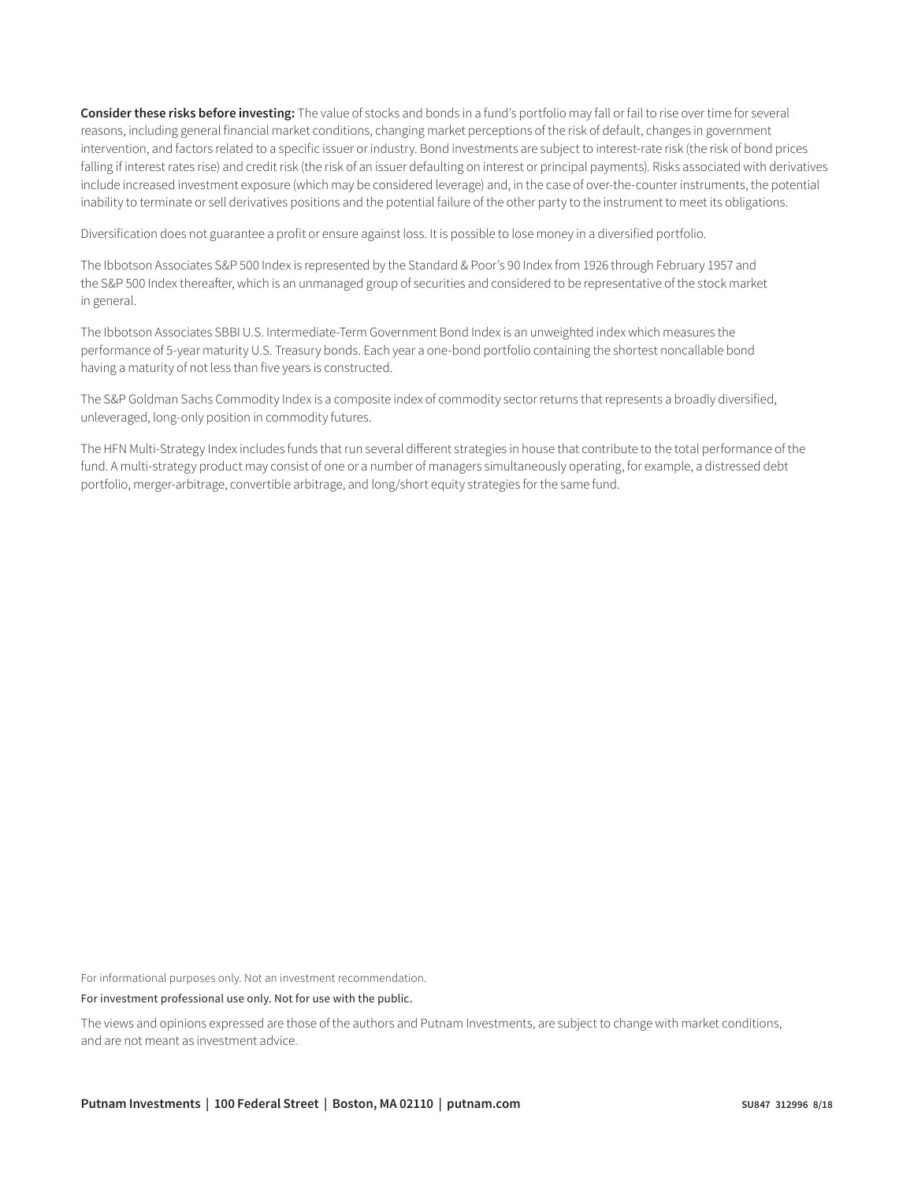**Consider these risks before investing:** The value of stocks and bonds in a fund's portfolio may fall or fail to rise over time for several reasons, including general financial market conditions, changing market perceptions of the risk of default, changes in government intervention, and factors related to a specific issuer or industry. Bond investments are subject to interest-rate risk (the risk of bond prices falling if interest rates rise) and credit risk (the risk of an issuer defaulting on interest or principal payments). Risks associated with derivatives include increased investment exposure (which may be considered leverage) and, in the case of over-the-counter instruments, the potential inability to terminate or sell derivatives positions and the potential failure of the other party to the instrument to meet its obligations.

Diversification does not guarantee a profit or ensure against loss. It is possible to lose money in a diversified portfolio.

The Ibbotson Associates S&P 500 Index is represented by the Standard & Poor's 90 Index from 1926 through February 1957 and the S&P 500 Index thereafter, which is an unmanaged group of securities and considered to be representative of the stock market in general.

The Ibbotson Associates SBBI U.S. Intermediate-Term Government Bond Index is an unweighted index which measures the performance of 5-year maturity U.S. Treasury bonds. Each year a one-bond portfolio containing the shortest noncallable bond having a maturity of not less than five years is constructed.

The S&P Goldman Sachs Commodity Index is a composite index of commodity sector returns that represents a broadly diversified, unleveraged, long-only position in commodity futures.

The HFN Multi-Strategy Index includes funds that run several different strategies in house that contribute to the total performance of the fund. A multi-strategy product may consist of one or a number of managers simultaneously operating, for example, a distressed debt portfolio, merger-arbitrage, convertible arbitrage, and long/short equity strategies for the same fund.

For informational purposes only. Not an investment recommendation.

For investment professional use only. Not for use with the public.

The views and opinions expressed are those of the authors and Putnam Investments, are subject to change with market conditions, and are not meant as investment advice.

**Putnam Investments | 100 Federal Street | Boston, MA 02110 | putnam.com**

SU847 312996 8/18